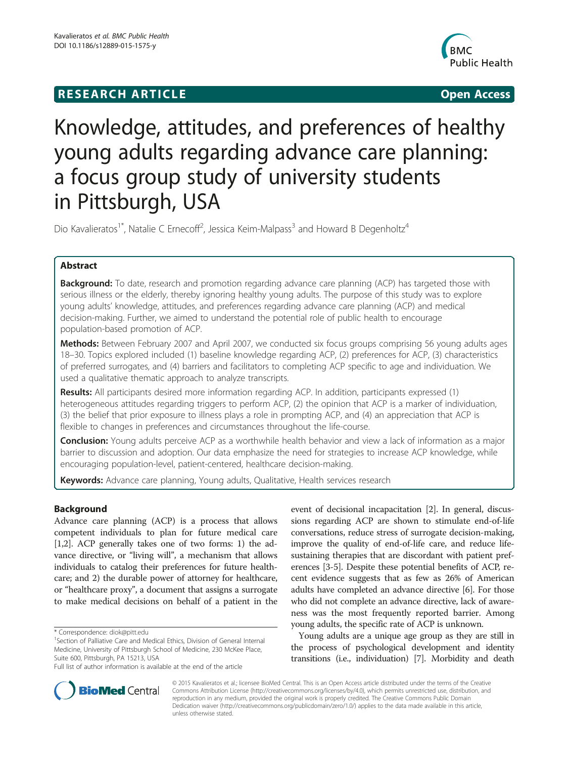**RESEARCH ARTICLE** **Open Access**

# Knowledge, attitudes, and preferences of healthy young adults regarding advance care planning: a focus group study of university students in Pittsburgh, USA

Dio Kavalieratos[1*], Natalie C Ernecoff[2], Jessica Keim-Malpass[3] and Howard B Degenholtz[4]

## Abstract

**Background:** To date, research and promotion regarding advance care planning (ACP) has targeted those with serious illness or the elderly, thereby ignoring healthy young adults. The purpose of this study was to explore young adults' knowledge, attitudes, and preferences regarding advance care planning (ACP) and medical decision-making. Further, we aimed to understand the potential role of public health to encourage population-based promotion of ACP.

**Methods:** Between February 2007 and April 2007, we conducted six focus groups comprising 56 young adults ages 18–30. Topics explored included (1) baseline knowledge regarding ACP, (2) preferences for ACP, (3) characteristics of preferred surrogates, and (4) barriers and facilitators to completing ACP specific to age and individuation. We used a qualitative thematic approach to analyze transcripts.

**Results:** All participants desired more information regarding ACP. In addition, participants expressed (1) heterogeneous attitudes regarding triggers to perform ACP, (2) the opinion that ACP is a marker of individuation, (3) the belief that prior exposure to illness plays a role in prompting ACP, and (4) an appreciation that ACP is flexible to changes in preferences and circumstances throughout the life-course.

**Conclusion:** Young adults perceive ACP as a worthwhile health behavior and view a lack of information as a major barrier to discussion and adoption. Our data emphasize the need for strategies to increase ACP knowledge, while encouraging population-level, patient-centered, healthcare decision-making.

**Keywords:** Advance care planning, Young adults, Qualitative, Health services research

## Background

Advance care planning (ACP) is a process that allows competent individuals to plan for future medical care [1,2]. ACP generally takes one of two forms: 1) the advance directive, or "living will", a mechanism that allows individuals to catalog their preferences for future healthcare; and 2) the durable power of attorney for healthcare, or "healthcare proxy", a document that assigns a surrogate to make medical decisions on behalf of a patient in the event of decisional incapacitation [2]. In general, discussions regarding ACP are shown to stimulate end-of-life conversations, reduce stress of surrogate decision-making, improve the quality of end-of-life care, and reduce life-sustaining therapies that are discordant with patient preferences [3-5]. Despite these potential benefits of ACP, recent evidence suggests that as few as 26% of American adults have completed an advance directive [6]. For those who did not complete an advance directive, lack of awareness was the most frequently reported barrier. Among young adults, the specific rate of ACP is unknown.

Young adults are a unique age group as they are still in the process of psychological development and identity transitions (i.e., individuation) [7]. Morbidity and death

\* Correspondence: diok@pitt.edu

[1]Section of Palliative Care and Medical Ethics, Division of General Internal Medicine, University of Pittsburgh School of Medicine, 230 McKee Place, Suite 600, Pittsburgh, PA 15213, USA

Full list of author information is available at the end of the article

© 2015 Kavalieratos et al.; licensee BioMed Central. This is an Open Access article distributed under the terms of the Creative Commons Attribution License (http://creativecommons.org/licenses/by/4.0), which permits unrestricted use, distribution, and reproduction in any medium, provided the original work is properly credited. The Creative Commons Public Domain Dedication waiver (http://creativecommons.org/publicdomain/zero/1.0/) applies to the data made available in this article, unless otherwise stated.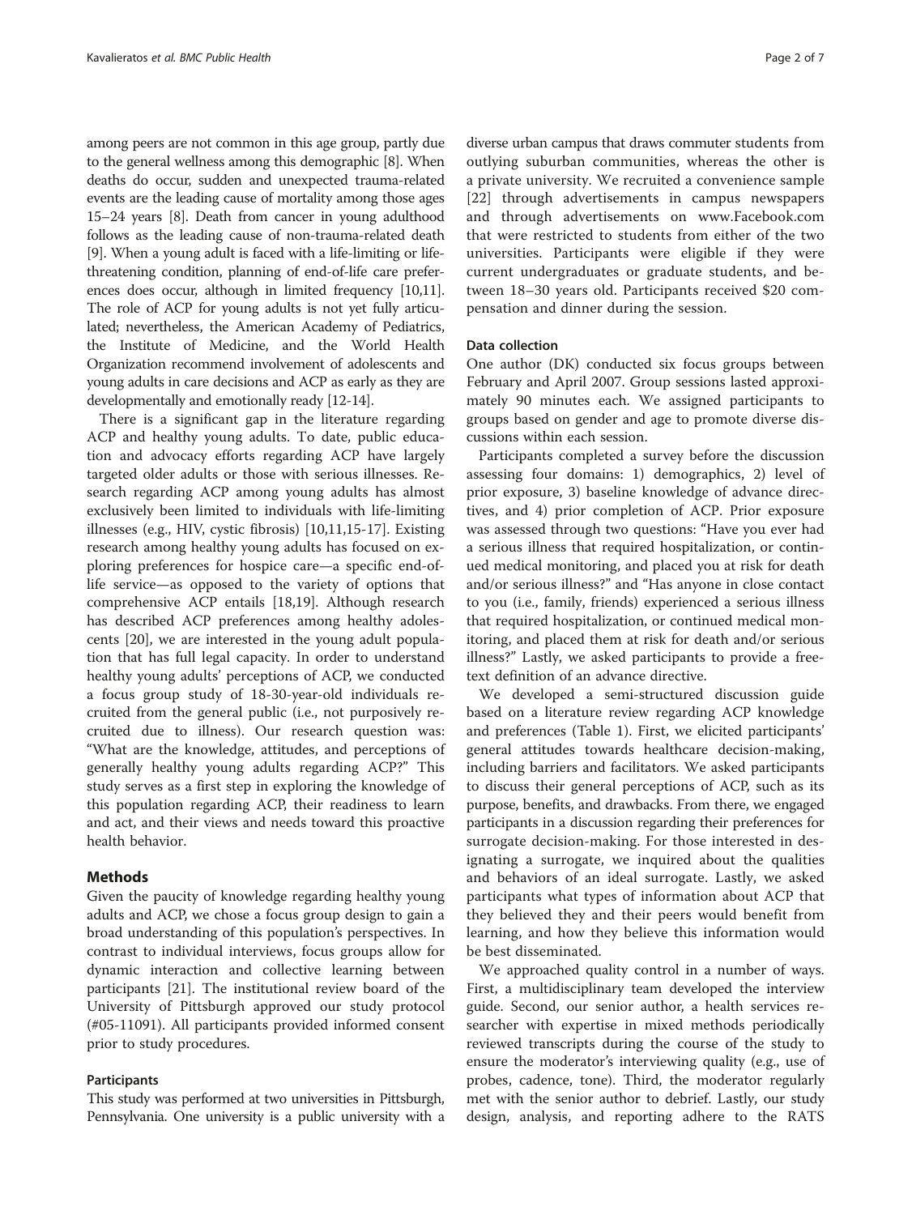among peers are not common in this age group, partly due to the general wellness among this demographic [8]. When deaths do occur, sudden and unexpected trauma-related events are the leading cause of mortality among those ages 15–24 years [8]. Death from cancer in young adulthood follows as the leading cause of non-trauma-related death [9]. When a young adult is faced with a life-limiting or life-threatening condition, planning of end-of-life care preferences does occur, although in limited frequency [10,11]. The role of ACP for young adults is not yet fully articulated; nevertheless, the American Academy of Pediatrics, the Institute of Medicine, and the World Health Organization recommend involvement of adolescents and young adults in care decisions and ACP as early as they are developmentally and emotionally ready [12-14].

There is a significant gap in the literature regarding ACP and healthy young adults. To date, public education and advocacy efforts regarding ACP have largely targeted older adults or those with serious illnesses. Research regarding ACP among young adults has almost exclusively been limited to individuals with life-limiting illnesses (e.g., HIV, cystic fibrosis) [10,11,15-17]. Existing research among healthy young adults has focused on exploring preferences for hospice care—a specific end-of-life service—as opposed to the variety of options that comprehensive ACP entails [18,19]. Although research has described ACP preferences among healthy adolescents [20], we are interested in the young adult population that has full legal capacity. In order to understand healthy young adults' perceptions of ACP, we conducted a focus group study of 18-30-year-old individuals recruited from the general public (i.e., not purposively recruited due to illness). Our research question was: "What are the knowledge, attitudes, and perceptions of generally healthy young adults regarding ACP?" This study serves as a first step in exploring the knowledge of this population regarding ACP, their readiness to learn and act, and their views and needs toward this proactive health behavior.

## Methods

Given the paucity of knowledge regarding healthy young adults and ACP, we chose a focus group design to gain a broad understanding of this population's perspectives. In contrast to individual interviews, focus groups allow for dynamic interaction and collective learning between participants [21]. The institutional review board of the University of Pittsburgh approved our study protocol (#05-11091). All participants provided informed consent prior to study procedures.

### Participants

This study was performed at two universities in Pittsburgh, Pennsylvania. One university is a public university with a diverse urban campus that draws commuter students from outlying suburban communities, whereas the other is a private university. We recruited a convenience sample [22] through advertisements in campus newspapers and through advertisements on www.Facebook.com that were restricted to students from either of the two universities. Participants were eligible if they were current undergraduates or graduate students, and between 18–30 years old. Participants received $20 compensation and dinner during the session.

### Data collection

One author (DK) conducted six focus groups between February and April 2007. Group sessions lasted approximately 90 minutes each. We assigned participants to groups based on gender and age to promote diverse discussions within each session.

Participants completed a survey before the discussion assessing four domains: 1) demographics, 2) level of prior exposure, 3) baseline knowledge of advance directives, and 4) prior completion of ACP. Prior exposure was assessed through two questions: "Have you ever had a serious illness that required hospitalization, or continued medical monitoring, and placed you at risk for death and/or serious illness?" and "Has anyone in close contact to you (i.e., family, friends) experienced a serious illness that required hospitalization, or continued medical monitoring, and placed them at risk for death and/or serious illness?" Lastly, we asked participants to provide a free-text definition of an advance directive.

We developed a semi-structured discussion guide based on a literature review regarding ACP knowledge and preferences (Table 1). First, we elicited participants' general attitudes towards healthcare decision-making, including barriers and facilitators. We asked participants to discuss their general perceptions of ACP, such as its purpose, benefits, and drawbacks. From there, we engaged participants in a discussion regarding their preferences for surrogate decision-making. For those interested in designating a surrogate, we inquired about the qualities and behaviors of an ideal surrogate. Lastly, we asked participants what types of information about ACP that they believed they and their peers would benefit from learning, and how they believe this information would be best disseminated.

We approached quality control in a number of ways. First, a multidisciplinary team developed the interview guide. Second, our senior author, a health services researcher with expertise in mixed methods periodically reviewed transcripts during the course of the study to ensure the moderator's interviewing quality (e.g., use of probes, cadence, tone). Third, the moderator regularly met with the senior author to debrief. Lastly, our study design, analysis, and reporting adhere to the RATS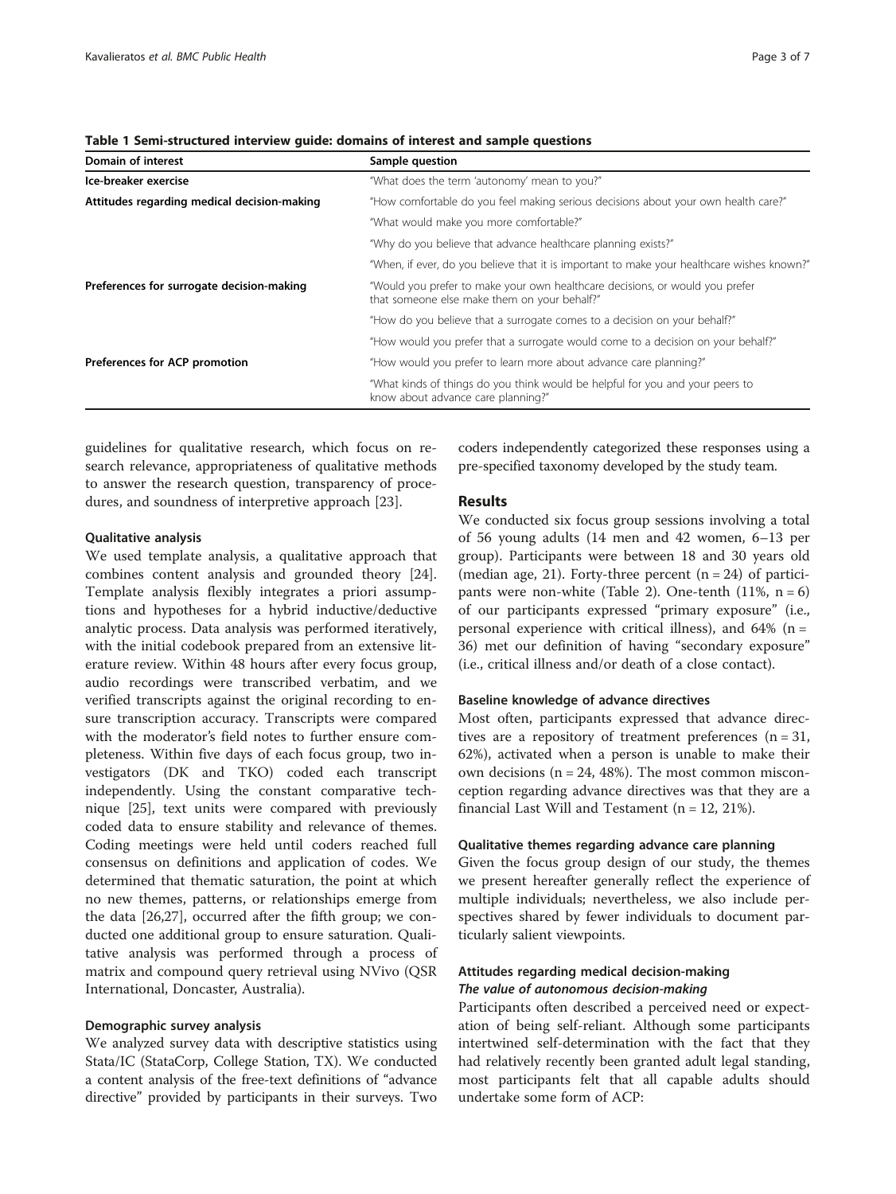**Table 1 Semi-structured interview guide: domains of interest and sample questions**

| Domain of interest | Sample question |
|---|---|
| **Ice-breaker exercise** | "What does the term 'autonomy' mean to you?" |
| **Attitudes regarding medical decision-making** | "How comfortable do you feel making serious decisions about your own health care?" |
| | "What would make you more comfortable?" |
| | "Why do you believe that advance healthcare planning exists?" |
| | "When, if ever, do you believe that it is important to make your healthcare wishes known?" |
| **Preferences for surrogate decision-making** | "Would you prefer to make your own healthcare decisions, or would you prefer that someone else make them on your behalf?" |
| | "How do you believe that a surrogate comes to a decision on your behalf?" |
| | "How would you prefer that a surrogate would come to a decision on your behalf?" |
| **Preferences for ACP promotion** | "How would you prefer to learn more about advance care planning?" |
| | "What kinds of things do you think would be helpful for you and your peers to know about advance care planning?" |

guidelines for qualitative research, which focus on research relevance, appropriateness of qualitative methods to answer the research question, transparency of procedures, and soundness of interpretive approach [23].

### Qualitative analysis

We used template analysis, a qualitative approach that combines content analysis and grounded theory [24]. Template analysis flexibly integrates a priori assumptions and hypotheses for a hybrid inductive/deductive analytic process. Data analysis was performed iteratively, with the initial codebook prepared from an extensive literature review. Within 48 hours after every focus group, audio recordings were transcribed verbatim, and we verified transcripts against the original recording to ensure transcription accuracy. Transcripts were compared with the moderator's field notes to further ensure completeness. Within five days of each focus group, two investigators (DK and TKO) coded each transcript independently. Using the constant comparative technique [25], text units were compared with previously coded data to ensure stability and relevance of themes. Coding meetings were held until coders reached full consensus on definitions and application of codes. We determined that thematic saturation, the point at which no new themes, patterns, or relationships emerge from the data [26,27], occurred after the fifth group; we conducted one additional group to ensure saturation. Qualitative analysis was performed through a process of matrix and compound query retrieval using NVivo (QSR International, Doncaster, Australia).

### Demographic survey analysis

We analyzed survey data with descriptive statistics using Stata/IC (StataCorp, College Station, TX). We conducted a content analysis of the free-text definitions of "advance directive" provided by participants in their surveys. Two coders independently categorized these responses using a pre-specified taxonomy developed by the study team.

## Results

We conducted six focus group sessions involving a total of 56 young adults (14 men and 42 women, 6–13 per group). Participants were between 18 and 30 years old (median age, 21). Forty-three percent (n = 24) of participants were non-white (Table 2). One-tenth (11%, n = 6) of our participants expressed "primary exposure" (i.e., personal experience with critical illness), and 64% (n = 36) met our definition of having "secondary exposure" (i.e., critical illness and/or death of a close contact).

### Baseline knowledge of advance directives

Most often, participants expressed that advance directives are a repository of treatment preferences (n = 31, 62%), activated when a person is unable to make their own decisions (n = 24, 48%). The most common misconception regarding advance directives was that they are a financial Last Will and Testament (n = 12, 21%).

### Qualitative themes regarding advance care planning

Given the focus group design of our study, the themes we present hereafter generally reflect the experience of multiple individuals; nevertheless, we also include perspectives shared by fewer individuals to document particularly salient viewpoints.

### Attitudes regarding medical decision-making

#### *The value of autonomous decision-making*

Participants often described a perceived need or expectation of being self-reliant. Although some participants intertwined self-determination with the fact that they had relatively recently been granted adult legal standing, most participants felt that all capable adults should undertake some form of ACP: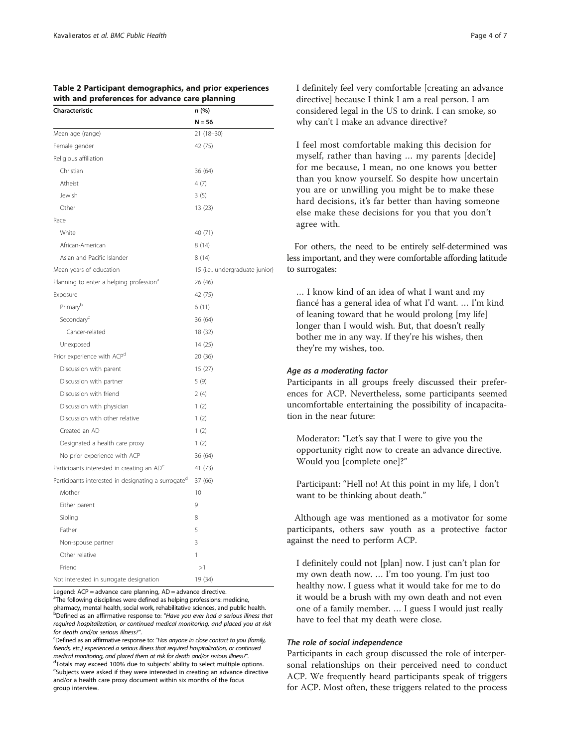**Table 2 Participant demographics, and prior experiences with and preferences for advance care planning**

| Characteristic | n (%) |
|---|---|
| | N = 56 |
| Mean age (range) | 21 (18–30) |
| Female gender | 42 (75) |
| Religious affiliation | |
| Christian | 36 (64) |
| Atheist | 4 (7) |
| Jewish | 3 (5) |
| Other | 13 (23) |
| Race | |
| White | 40 (71) |
| African-American | 8 (14) |
| Asian and Pacific Islander | 8 (14) |
| Mean years of education | 15 (i.e., undergraduate junior) |
| Planning to enter a helping profession[a] | 26 (46) |
| Exposure | 42 (75) |
| Primary[b] | 6 (11) |
| Secondary[c] | 36 (64) |
| Cancer-related | 18 (32) |
| Unexposed | 14 (25) |
| Prior experience with ACP[d] | 20 (36) |
| Discussion with parent | 15 (27) |
| Discussion with partner | 5 (9) |
| Discussion with friend | 2 (4) |
| Discussion with physician | 1 (2) |
| Discussion with other relative | 1 (2) |
| Created an AD | 1 (2) |
| Designated a health care proxy | 1 (2) |
| No prior experience with ACP | 36 (64) |
| Participants interested in creating an AD[e] | 41 (73) |
| Participants interested in designating a surrogate[d] | 37 (66) |
| Mother | 10 |
| Either parent | 9 |
| Sibling | 8 |
| Father | 5 |
| Non-spouse partner | 3 |
| Other relative | 1 |
| Friend | >1 |
| Not interested in surrogate designation | 19 (34) |

Legend: ACP = advance care planning, AD = advance directive.
[a]The following disciplines were defined as helping professions: medicine, pharmacy, mental health, social work, rehabilitative sciences, and public health.
[b]Defined as an affirmative response to: "*Have you ever had a serious illness that required hospitalization, or continued medical monitoring, and placed you at risk for death and/or serious illness?*".
[c]Defined as an affirmative response to: "*Has anyone in close contact to you (family, friends, etc.) experienced a serious illness that required hospitalization, or continued medical monitoring, and placed them at risk for death and/or serious illness?*".
[d]Totals may exceed 100% due to subjects' ability to select multiple options.
[e]Subjects were asked if they were interested in creating an advance directive and/or a health care proxy document within six months of the focus group interview.

> I definitely feel very comfortable [creating an advance directive] because I think I am a real person. I am considered legal in the US to drink. I can smoke, so why can't I make an advance directive?

> I feel most comfortable making this decision for myself, rather than having … my parents [decide] for me because, I mean, no one knows you better than you know yourself. So despite how uncertain you are or unwilling you might be to make these hard decisions, it's far better than having someone else make these decisions for you that you don't agree with.

For others, the need to be entirely self-determined was less important, and they were comfortable affording latitude to surrogates:

> … I know kind of an idea of what I want and my fiancé has a general idea of what I'd want. … I'm kind of leaning toward that he would prolong [my life] longer than I would wish. But, that doesn't really bother me in any way. If they're his wishes, then they're my wishes, too.

#### *Age as a moderating factor*

Participants in all groups freely discussed their preferences for ACP. Nevertheless, some participants seemed uncomfortable entertaining the possibility of incapacitation in the near future:

> Moderator: "Let's say that I were to give you the opportunity right now to create an advance directive. Would you [complete one]?"

> Participant: "Hell no! At this point in my life, I don't want to be thinking about death."

Although age was mentioned as a motivator for some participants, others saw youth as a protective factor against the need to perform ACP.

> I definitely could not [plan] now. I just can't plan for my own death now. … I'm too young. I'm just too healthy now. I guess what it would take for me to do it would be a brush with my own death and not even one of a family member. … I guess I would just really have to feel that my death were close.

#### *The role of social independence*

Participants in each group discussed the role of interpersonal relationships on their perceived need to conduct ACP. We frequently heard participants speak of triggers for ACP. Most often, these triggers related to the process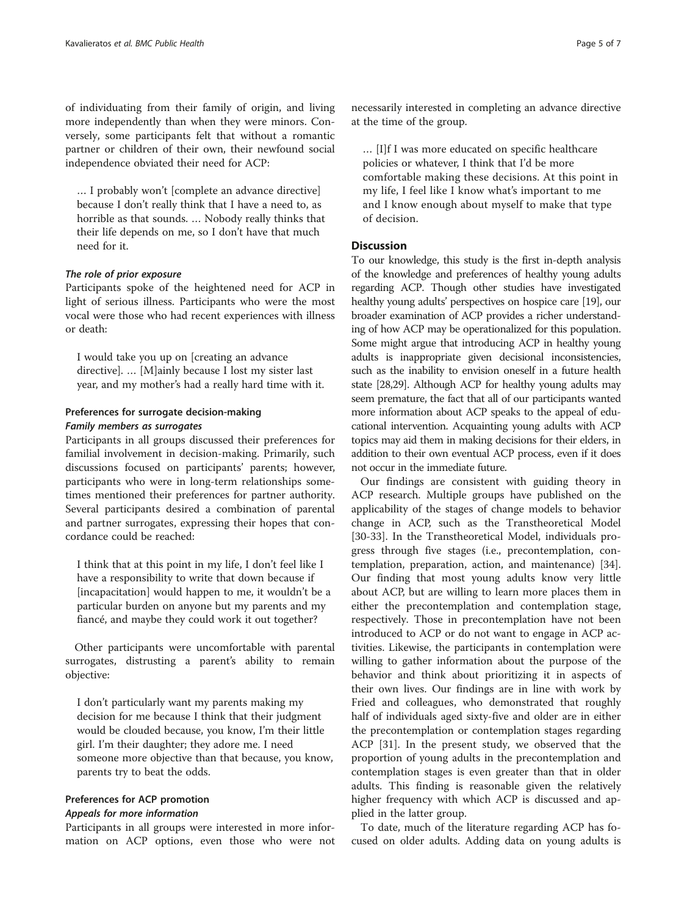of individuating from their family of origin, and living more independently than when they were minors. Conversely, some participants felt that without a romantic partner or children of their own, their newfound social independence obviated their need for ACP:

> … I probably won't [complete an advance directive] because I don't really think that I have a need to, as horrible as that sounds. … Nobody really thinks that their life depends on me, so I don't have that much need for it.

#### *The role of prior exposure*

Participants spoke of the heightened need for ACP in light of serious illness. Participants who were the most vocal were those who had recent experiences with illness or death:

> I would take you up on [creating an advance directive]. … [M]ainly because I lost my sister last year, and my mother's had a really hard time with it.

### Preferences for surrogate decision-making

#### *Family members as surrogates*

Participants in all groups discussed their preferences for familial involvement in decision-making. Primarily, such discussions focused on participants' parents; however, participants who were in long-term relationships sometimes mentioned their preferences for partner authority. Several participants desired a combination of parental and partner surrogates, expressing their hopes that concordance could be reached:

> I think that at this point in my life, I don't feel like I have a responsibility to write that down because if [incapacitation] would happen to me, it wouldn't be a particular burden on anyone but my parents and my fiancé, and maybe they could work it out together?

Other participants were uncomfortable with parental surrogates, distrusting a parent's ability to remain objective:

> I don't particularly want my parents making my decision for me because I think that their judgment would be clouded because, you know, I'm their little girl. I'm their daughter; they adore me. I need someone more objective than that because, you know, parents try to beat the odds.

### Preferences for ACP promotion

#### *Appeals for more information*

Participants in all groups were interested in more information on ACP options, even those who were not necessarily interested in completing an advance directive at the time of the group.

> … [I]f I was more educated on specific healthcare policies or whatever, I think that I'd be more comfortable making these decisions. At this point in my life, I feel like I know what's important to me and I know enough about myself to make that type of decision.

## Discussion

To our knowledge, this study is the first in-depth analysis of the knowledge and preferences of healthy young adults regarding ACP. Though other studies have investigated healthy young adults' perspectives on hospice care [19], our broader examination of ACP provides a richer understanding of how ACP may be operationalized for this population. Some might argue that introducing ACP in healthy young adults is inappropriate given decisional inconsistencies, such as the inability to envision oneself in a future health state [28,29]. Although ACP for healthy young adults may seem premature, the fact that all of our participants wanted more information about ACP speaks to the appeal of educational intervention. Acquainting young adults with ACP topics may aid them in making decisions for their elders, in addition to their own eventual ACP process, even if it does not occur in the immediate future.

Our findings are consistent with guiding theory in ACP research. Multiple groups have published on the applicability of the stages of change models to behavior change in ACP, such as the Transtheoretical Model [30-33]. In the Transtheoretical Model, individuals progress through five stages (i.e., precontemplation, contemplation, preparation, action, and maintenance) [34]. Our finding that most young adults know very little about ACP, but are willing to learn more places them in either the precontemplation and contemplation stage, respectively. Those in precontemplation have not been introduced to ACP or do not want to engage in ACP activities. Likewise, the participants in contemplation were willing to gather information about the purpose of the behavior and think about prioritizing it in aspects of their own lives. Our findings are in line with work by Fried and colleagues, who demonstrated that roughly half of individuals aged sixty-five and older are in either the precontemplation or contemplation stages regarding ACP [31]. In the present study, we observed that the proportion of young adults in the precontemplation and contemplation stages is even greater than that in older adults. This finding is reasonable given the relatively higher frequency with which ACP is discussed and applied in the latter group.

To date, much of the literature regarding ACP has focused on older adults. Adding data on young adults is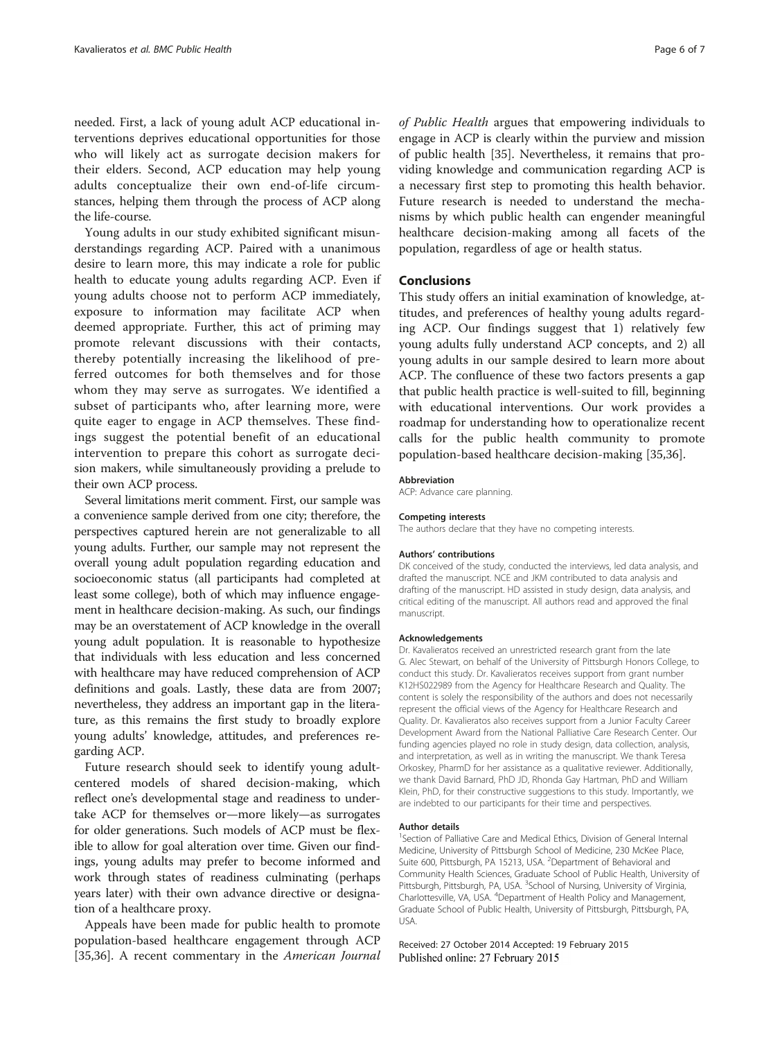needed. First, a lack of young adult ACP educational interventions deprives educational opportunities for those who will likely act as surrogate decision makers for their elders. Second, ACP education may help young adults conceptualize their own end-of-life circumstances, helping them through the process of ACP along the life-course.

Young adults in our study exhibited significant misunderstandings regarding ACP. Paired with a unanimous desire to learn more, this may indicate a role for public health to educate young adults regarding ACP. Even if young adults choose not to perform ACP immediately, exposure to information may facilitate ACP when deemed appropriate. Further, this act of priming may promote relevant discussions with their contacts, thereby potentially increasing the likelihood of preferred outcomes for both themselves and for those whom they may serve as surrogates. We identified a subset of participants who, after learning more, were quite eager to engage in ACP themselves. These findings suggest the potential benefit of an educational intervention to prepare this cohort as surrogate decision makers, while simultaneously providing a prelude to their own ACP process.

Several limitations merit comment. First, our sample was a convenience sample derived from one city; therefore, the perspectives captured herein are not generalizable to all young adults. Further, our sample may not represent the overall young adult population regarding education and socioeconomic status (all participants had completed at least some college), both of which may influence engagement in healthcare decision-making. As such, our findings may be an overstatement of ACP knowledge in the overall young adult population. It is reasonable to hypothesize that individuals with less education and less concerned with healthcare may have reduced comprehension of ACP definitions and goals. Lastly, these data are from 2007; nevertheless, they address an important gap in the literature, as this remains the first study to broadly explore young adults' knowledge, attitudes, and preferences regarding ACP.

Future research should seek to identify young adult-centered models of shared decision-making, which reflect one's developmental stage and readiness to undertake ACP for themselves or—more likely—as surrogates for older generations. Such models of ACP must be flexible to allow for goal alteration over time. Given our findings, young adults may prefer to become informed and work through states of readiness culminating (perhaps years later) with their own advance directive or designation of a healthcare proxy.

Appeals have been made for public health to promote population-based healthcare engagement through ACP [35,36]. A recent commentary in the *American Journal of Public Health* argues that empowering individuals to engage in ACP is clearly within the purview and mission of public health [35]. Nevertheless, it remains that providing knowledge and communication regarding ACP is a necessary first step to promoting this health behavior. Future research is needed to understand the mechanisms by which public health can engender meaningful healthcare decision-making among all facets of the population, regardless of age or health status.

## Conclusions

This study offers an initial examination of knowledge, attitudes, and preferences of healthy young adults regarding ACP. Our findings suggest that 1) relatively few young adults fully understand ACP concepts, and 2) all young adults in our sample desired to learn more about ACP. The confluence of these two factors presents a gap that public health practice is well-suited to fill, beginning with educational interventions. Our work provides a roadmap for understanding how to operationalize recent calls for the public health community to promote population-based healthcare decision-making [35,36].

#### Abbreviation

ACP: Advance care planning.

#### Competing interests

The authors declare that they have no competing interests.

#### Authors' contributions

DK conceived of the study, conducted the interviews, led data analysis, and drafted the manuscript. NCE and JKM contributed to data analysis and drafting of the manuscript. HD assisted in study design, data analysis, and critical editing of the manuscript. All authors read and approved the final manuscript.

#### Acknowledgements

Dr. Kavalieratos received an unrestricted research grant from the late G. Alec Stewart, on behalf of the University of Pittsburgh Honors College, to conduct this study. Dr. Kavalieratos receives support from grant number K12HS022989 from the Agency for Healthcare Research and Quality. The content is solely the responsibility of the authors and does not necessarily represent the official views of the Agency for Healthcare Research and Quality. Dr. Kavalieratos also receives support from a Junior Faculty Career Development Award from the National Palliative Care Research Center. Our funding agencies played no role in study design, data collection, analysis, and interpretation, as well as in writing the manuscript. We thank Teresa Orkoskey, PharmD for her assistance as a qualitative reviewer. Additionally, we thank David Barnard, PhD JD, Rhonda Gay Hartman, PhD and William Klein, PhD, for their constructive suggestions to this study. Importantly, we are indebted to our participants for their time and perspectives.

#### Author details

[1]Section of Palliative Care and Medical Ethics, Division of General Internal Medicine, University of Pittsburgh School of Medicine, 230 McKee Place, Suite 600, Pittsburgh, PA 15213, USA. [2]Department of Behavioral and Community Health Sciences, Graduate School of Public Health, University of Pittsburgh, Pittsburgh, PA, USA. [3]School of Nursing, University of Virginia, Charlottesville, VA, USA. [4]Department of Health Policy and Management, Graduate School of Public Health, University of Pittsburgh, Pittsburgh, PA, USA.

Received: 27 October 2014 Accepted: 19 February 2015
Published online: 27 February 2015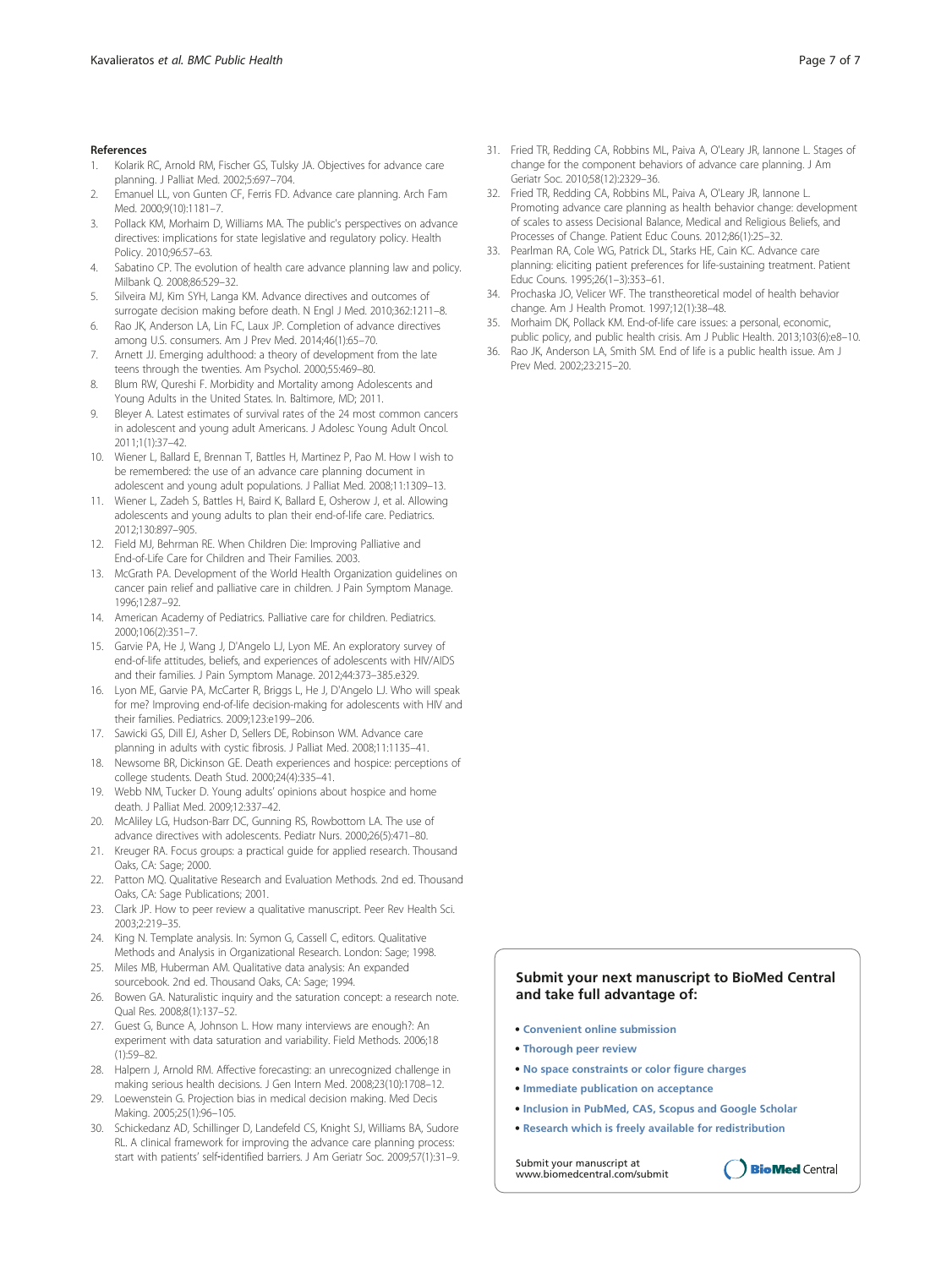## References

1. Kolarik RC, Arnold RM, Fischer GS, Tulsky JA. Objectives for advance care planning. J Palliat Med. 2002;5:697–704.
2. Emanuel LL, von Gunten CF, Ferris FD. Advance care planning. Arch Fam Med. 2000;9(10):1181–7.
3. Pollack KM, Morhaim D, Williams MA. The public's perspectives on advance directives: implications for state legislative and regulatory policy. Health Policy. 2010;96:57–63.
4. Sabatino CP. The evolution of health care advance planning law and policy. Milbank Q. 2008;86:529–32.
5. Silveira MJ, Kim SYH, Langa KM. Advance directives and outcomes of surrogate decision making before death. N Engl J Med. 2010;362:1211–8.
6. Rao JK, Anderson LA, Lin FC, Laux JP. Completion of advance directives among U.S. consumers. Am J Prev Med. 2014;46(1):65–70.
7. Arnett JJ. Emerging adulthood: a theory of development from the late teens through the twenties. Am Psychol. 2000;55:469–80.
8. Blum RW, Qureshi F. Morbidity and Mortality among Adolescents and Young Adults in the United States. In. Baltimore, MD; 2011.
9. Bleyer A. Latest estimates of survival rates of the 24 most common cancers in adolescent and young adult Americans. J Adolesc Young Adult Oncol. 2011;1(1):37–42.
10. Wiener L, Ballard E, Brennan T, Battles H, Martinez P, Pao M. How I wish to be remembered: the use of an advance care planning document in adolescent and young adult populations. J Palliat Med. 2008;11:1309–13.
11. Wiener L, Zadeh S, Battles H, Baird K, Ballard E, Osherow J, et al. Allowing adolescents and young adults to plan their end-of-life care. Pediatrics. 2012;130:897–905.
12. Field MJ, Behrman RE. When Children Die: Improving Palliative and End-of-Life Care for Children and Their Families. 2003.
13. McGrath PA. Development of the World Health Organization guidelines on cancer pain relief and palliative care in children. J Pain Symptom Manage. 1996;12:87–92.
14. American Academy of Pediatrics. Palliative care for children. Pediatrics. 2000;106(2):351–7.
15. Garvie PA, He J, Wang J, D'Angelo LJ, Lyon ME. An exploratory survey of end-of-life attitudes, beliefs, and experiences of adolescents with HIV/AIDS and their families. J Pain Symptom Manage. 2012;44:373–385.e329.
16. Lyon ME, Garvie PA, McCarter R, Briggs L, He J, D'Angelo LJ. Who will speak for me? Improving end-of-life decision-making for adolescents with HIV and their families. Pediatrics. 2009;123:e199–206.
17. Sawicki GS, Dill EJ, Asher D, Sellers DE, Robinson WM. Advance care planning in adults with cystic fibrosis. J Palliat Med. 2008;11:1135–41.
18. Newsome BR, Dickinson GE. Death experiences and hospice: perceptions of college students. Death Stud. 2000;24(4):335–41.
19. Webb NM, Tucker D. Young adults' opinions about hospice and home death. J Palliat Med. 2009;12:337–42.
20. McAliley LG, Hudson-Barr DC, Gunning RS, Rowbottom LA. The use of advance directives with adolescents. Pediatr Nurs. 2000;26(5):471–80.
21. Kreuger RA. Focus groups: a practical guide for applied research. Thousand Oaks, CA: Sage; 2000.
22. Patton MQ. Qualitative Research and Evaluation Methods. 2nd ed. Thousand Oaks, CA: Sage Publications; 2001.
23. Clark JP. How to peer review a qualitative manuscript. Peer Rev Health Sci. 2003;2:219–35.
24. King N. Template analysis. In: Symon G, Cassell C, editors. Qualitative Methods and Analysis in Organizational Research. London: Sage; 1998.
25. Miles MB, Huberman AM. Qualitative data analysis: An expanded sourcebook. 2nd ed. Thousand Oaks, CA: Sage; 1994.
26. Bowen GA. Naturalistic inquiry and the saturation concept: a research note. Qual Res. 2008;8(1):137–52.
27. Guest G, Bunce A, Johnson L. How many interviews are enough?: An experiment with data saturation and variability. Field Methods. 2006;18(1):59–82.
28. Halpern J, Arnold RM. Affective forecasting: an unrecognized challenge in making serious health decisions. J Gen Intern Med. 2008;23(10):1708–12.
29. Loewenstein G. Projection bias in medical decision making. Med Decis Making. 2005;25(1):96–105.
30. Schickedanz AD, Schillinger D, Landefeld CS, Knight SJ, Williams BA, Sudore RL. A clinical framework for improving the advance care planning process: start with patients' self-identified barriers. J Am Geriatr Soc. 2009;57(1):31–9.
31. Fried TR, Redding CA, Robbins ML, Paiva A, O'Leary JR, Iannone L. Stages of change for the component behaviors of advance care planning. J Am Geriatr Soc. 2010;58(12):2329–36.
32. Fried TR, Redding CA, Robbins ML, Paiva A, O'Leary JR, Iannone L. Promoting advance care planning as health behavior change: development of scales to assess Decisional Balance, Medical and Religious Beliefs, and Processes of Change. Patient Educ Couns. 2012;86(1):25–32.
33. Pearlman RA, Cole WG, Patrick DL, Starks HE, Cain KC. Advance care planning: eliciting patient preferences for life-sustaining treatment. Patient Educ Couns. 1995;26(1–3):353–61.
34. Prochaska JO, Velicer WF. The transtheoretical model of health behavior change. Am J Health Promot. 1997;12(1):38–48.
35. Morhaim DK, Pollack KM. End-of-life care issues: a personal, economic, public policy, and public health crisis. Am J Public Health. 2013;103(6):e8–10.
36. Rao JK, Anderson LA, Smith SM. End of life is a public health issue. Am J Prev Med. 2002;23:215–20.

**Submit your next manuscript to BioMed Central and take full advantage of:**

- **Convenient online submission**
- **Thorough peer review**
- **No space constraints or color figure charges**
- **Immediate publication on acceptance**
- **Inclusion in PubMed, CAS, Scopus and Google Scholar**
- **Research which is freely available for redistribution**

Submit your manuscript at
www.biomedcentral.com/submit

BioMed Central